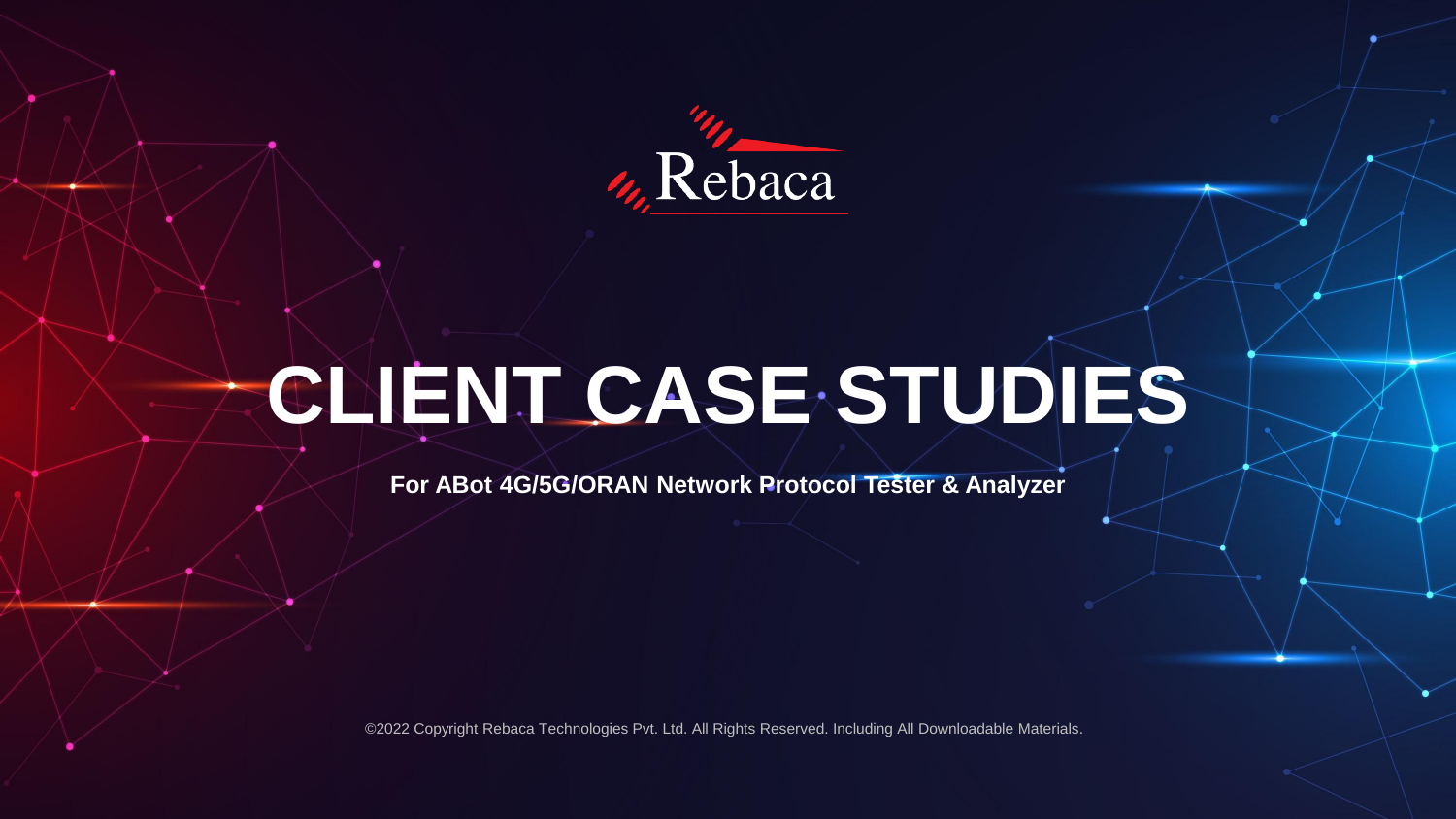Rebaca

# CLIENT CASE STUDIES

**For ABot 4G/5G/ORAN Network Protocol Tester & Analyzer**

©2022 Copyright Rebaca Technologies Pvt. Ltd. All Rights Reserved. Including All Downloadable Materials.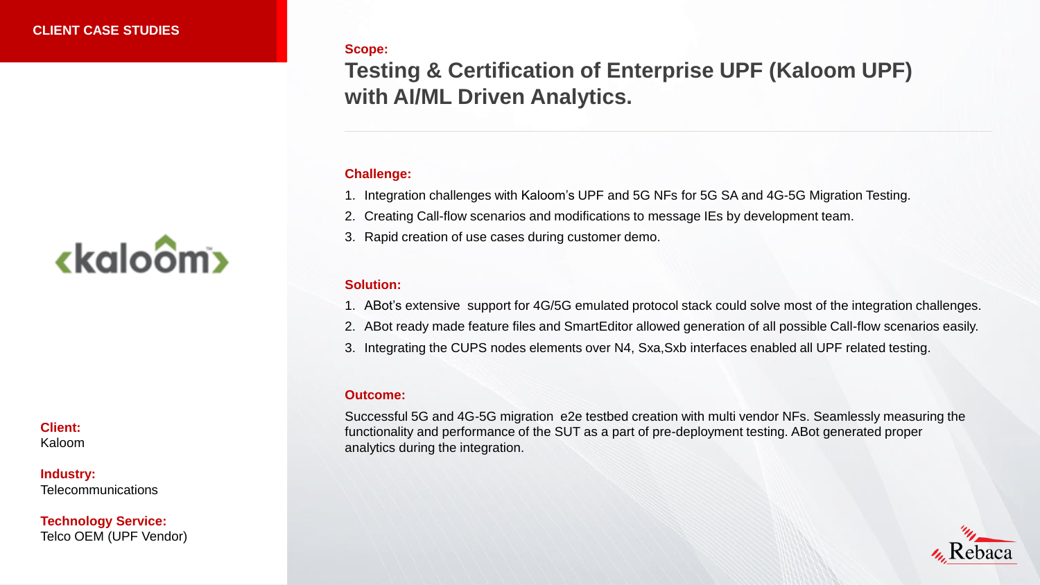**CLIENT CASE STUDIES**

**Scope:**

## Testing & Certification of Enterprise UPF (Kaloom UPF) with AI/ML Driven Analytics.

**Challenge:**

1. Integration challenges with Kaloom's UPF and 5G NFs for 5G SA and 4G-5G Migration Testing.
2. Creating Call-flow scenarios and modifications to message IEs by development team.
3. Rapid creation of use cases during customer demo.

**Solution:**

1. ABot's extensive support for 4G/5G emulated protocol stack could solve most of the integration challenges.
2. ABot ready made feature files and SmartEditor allowed generation of all possible Call-flow scenarios easily.
3. Integrating the CUPS nodes elements over N4, Sxa,Sxb interfaces enabled all UPF related testing.

**Outcome:**

Successful 5G and 4G-5G migration e2e testbed creation with multi vendor NFs. Seamlessly measuring the functionality and performance of the SUT as a part of pre-deployment testing. ABot generated proper analytics during the integration.

**Client:**
Kaloom

**Industry:**
Telecommunications

**Technology Service:**
Telco OEM (UPF Vendor)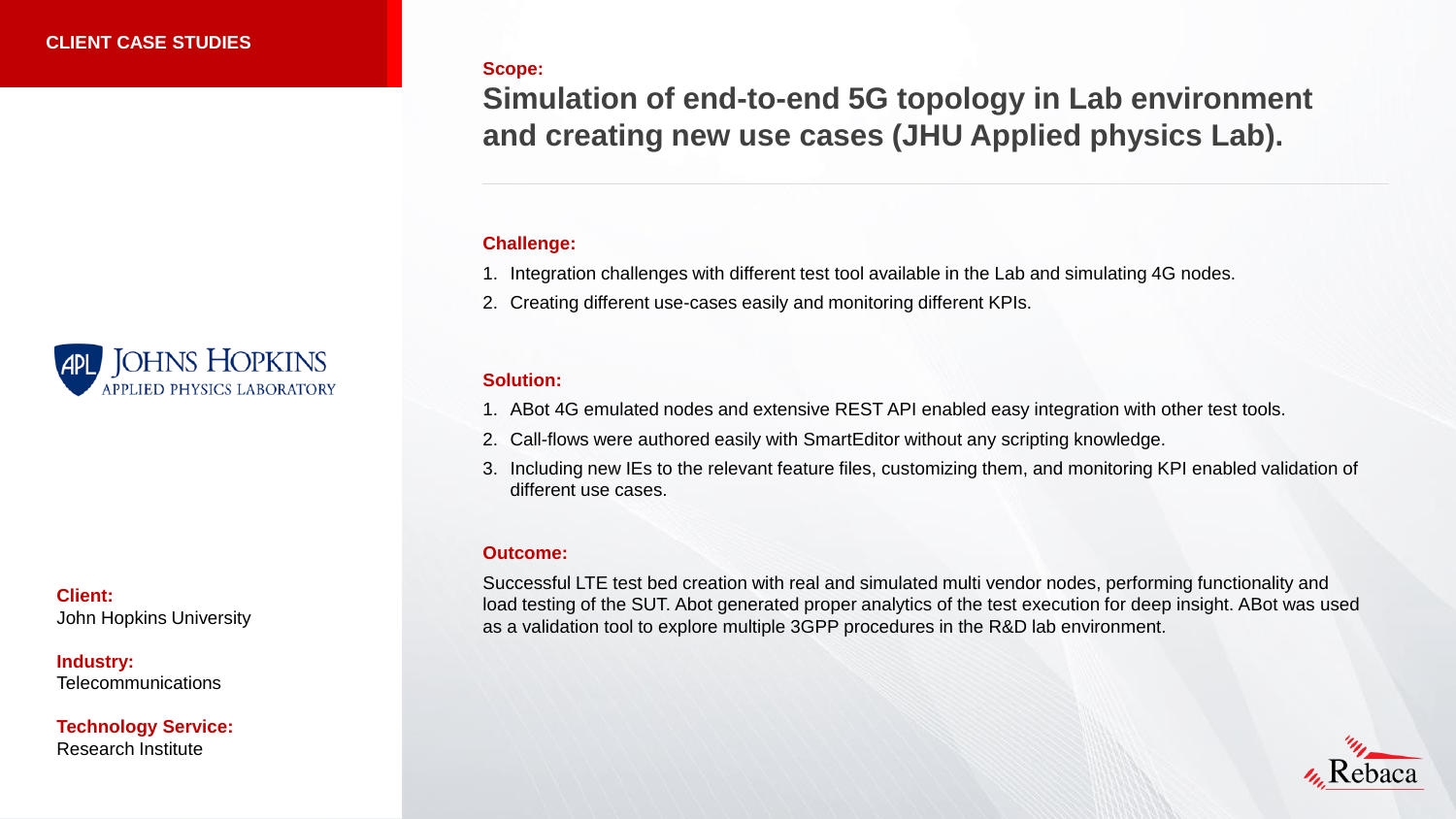**CLIENT CASE STUDIES**

**Scope:**

## Simulation of end-to-end 5G topology in Lab environment and creating new use cases (JHU Applied physics Lab).

**Challenge:**

1. Integration challenges with different test tool available in the Lab and simulating 4G nodes.
2. Creating different use-cases easily and monitoring different KPIs.

**Solution:**

1. ABot 4G emulated nodes and extensive REST API enabled easy integration with other test tools.
2. Call-flows were authored easily with SmartEditor without any scripting knowledge.
3. Including new IEs to the relevant feature files, customizing them, and monitoring KPI enabled validation of different use cases.

**Outcome:**

Successful LTE test bed creation with real and simulated multi vendor nodes, performing functionality and load testing of the SUT. Abot generated proper analytics of the test execution for deep insight. ABot was used as a validation tool to explore multiple 3GPP procedures in the R&D lab environment.

**Client:**
John Hopkins University

**Industry:**
Telecommunications

**Technology Service:**
Research Institute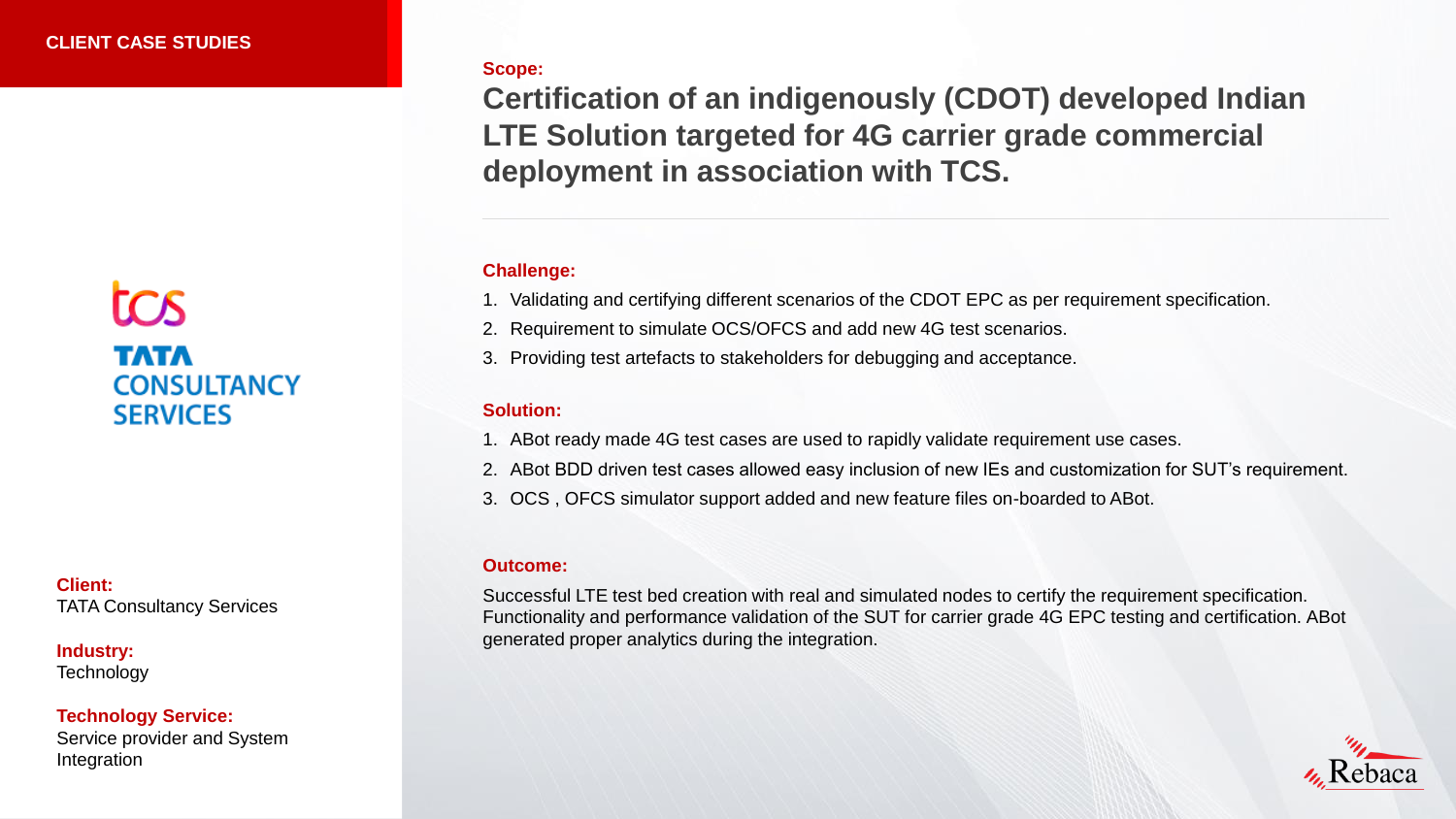# CLIENT CASE STUDIES

TATA CONSULTANCY SERVICES

**Client:**
TATA Consultancy Services

**Industry:**
Technology

**Technology Service:**
Service provider and System Integration

**Scope:**

## Certification of an indigenously (CDOT) developed Indian LTE Solution targeted for 4G carrier grade commercial deployment in association with TCS.

**Challenge:**

1. Validating and certifying different scenarios of the CDOT EPC as per requirement specification.
2. Requirement to simulate OCS/OFCS and add new 4G test scenarios.
3. Providing test artefacts to stakeholders for debugging and acceptance.

**Solution:**

1. ABot ready made 4G test cases are used to rapidly validate requirement use cases.
2. ABot BDD driven test cases allowed easy inclusion of new IEs and customization for SUT's requirement.
3. OCS , OFCS simulator support added and new feature files on-boarded to ABot.

**Outcome:**

Successful LTE test bed creation with real and simulated nodes to certify the requirement specification. Functionality and performance validation of the SUT for carrier grade 4G EPC testing and certification. ABot generated proper analytics during the integration.

Rebaca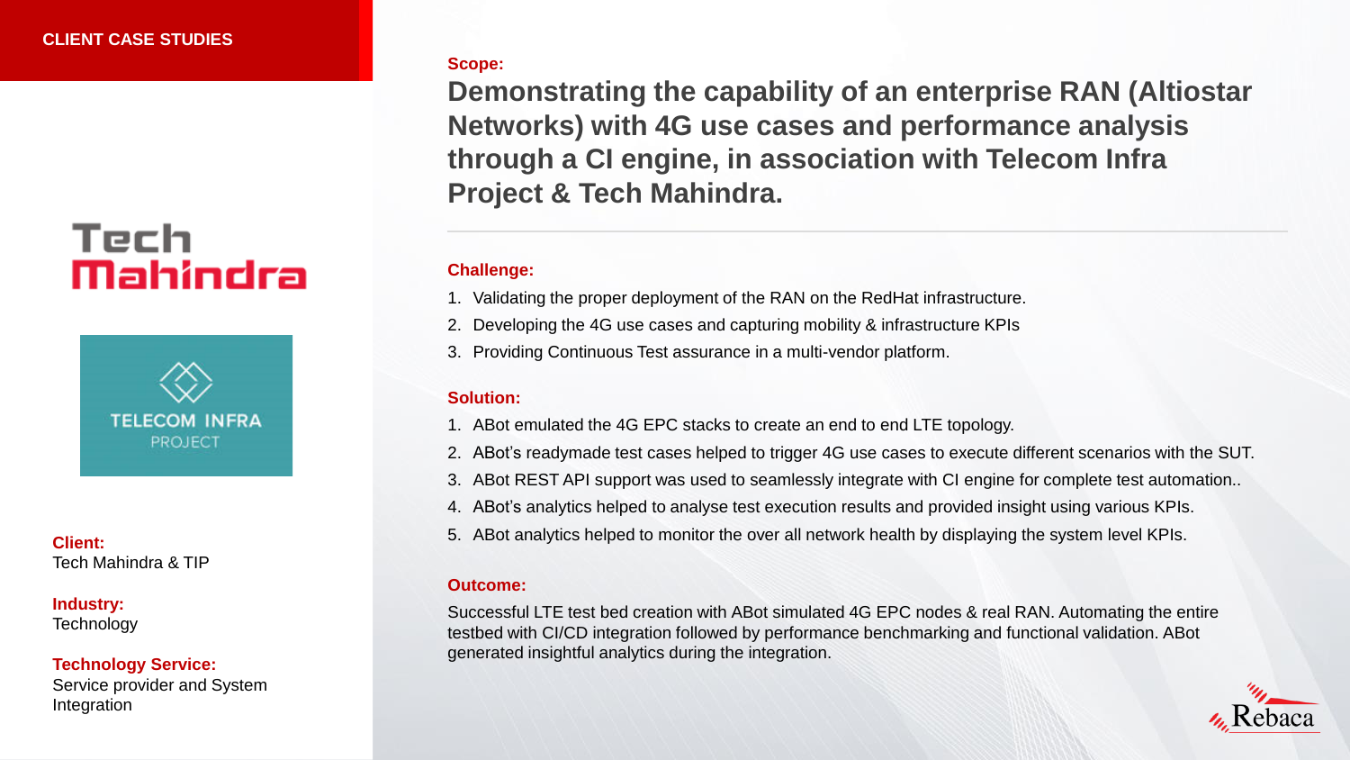## CLIENT CASE STUDIES

Tech Mahindra

TELECOM INFRA PROJECT

**Client:**
Tech Mahindra & TIP

**Industry:**
Technology

**Technology Service:**
Service provider and System Integration

**Scope:**

### Demonstrating the capability of an enterprise RAN (Altiostar Networks) with 4G use cases and performance analysis through a CI engine, in association with Telecom Infra Project & Tech Mahindra.

---

**Challenge:**

1. Validating the proper deployment of the RAN on the RedHat infrastructure.
2. Developing the 4G use cases and capturing mobility & infrastructure KPIs
3. Providing Continuous Test assurance in a multi-vendor platform.

**Solution:**

1. ABot emulated the 4G EPC stacks to create an end to end LTE topology.
2. ABot's readymade test cases helped to trigger 4G use cases to execute different scenarios with the SUT.
3. ABot REST API support was used to seamlessly integrate with CI engine for complete test automation..
4. ABot's analytics helped to analyse test execution results and provided insight using various KPIs.
5. ABot analytics helped to monitor the over all network health by displaying the system level KPIs.

**Outcome:**

Successful LTE test bed creation with ABot simulated 4G EPC nodes & real RAN. Automating the entire testbed with CI/CD integration followed by performance benchmarking and functional validation. ABot generated insightful analytics during the integration.

Rebaca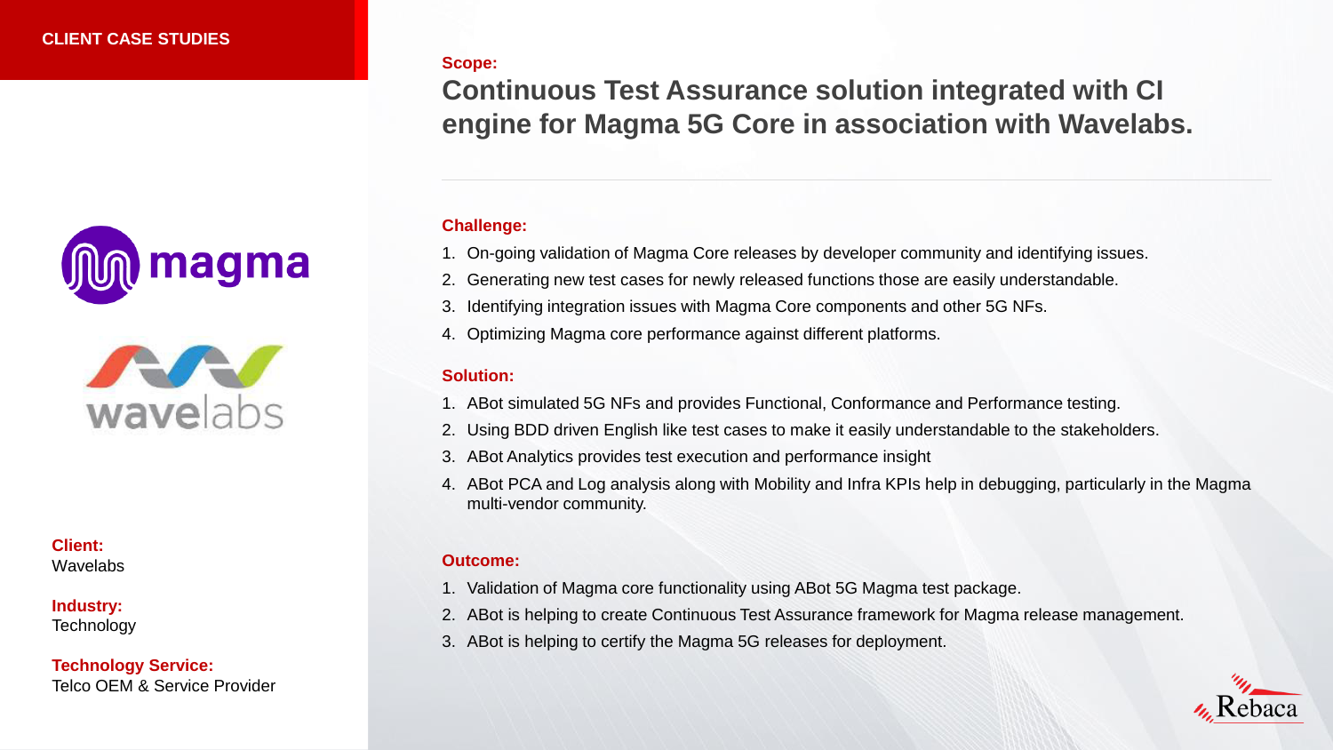**CLIENT CASE STUDIES**

**Client:**
Wavelabs

**Industry:**
Technology

**Technology Service:**
Telco OEM & Service Provider

**Scope:**

## Continuous Test Assurance solution integrated with CI engine for Magma 5G Core in association with Wavelabs.

**Challenge:**

1. On-going validation of Magma Core releases by developer community and identifying issues.
2. Generating new test cases for newly released functions those are easily understandable.
3. Identifying integration issues with Magma Core components and other 5G NFs.
4. Optimizing Magma core performance against different platforms.

**Solution:**

1. ABot simulated 5G NFs and provides Functional, Conformance and Performance testing.
2. Using BDD driven English like test cases to make it easily understandable to the stakeholders.
3. ABot Analytics provides test execution and performance insight
4. ABot PCA and Log analysis along with Mobility and Infra KPIs help in debugging, particularly in the Magma multi-vendor community.

**Outcome:**

1. Validation of Magma core functionality using ABot 5G Magma test package.
2. ABot is helping to create Continuous Test Assurance framework for Magma release management.
3. ABot is helping to certify the Magma 5G releases for deployment.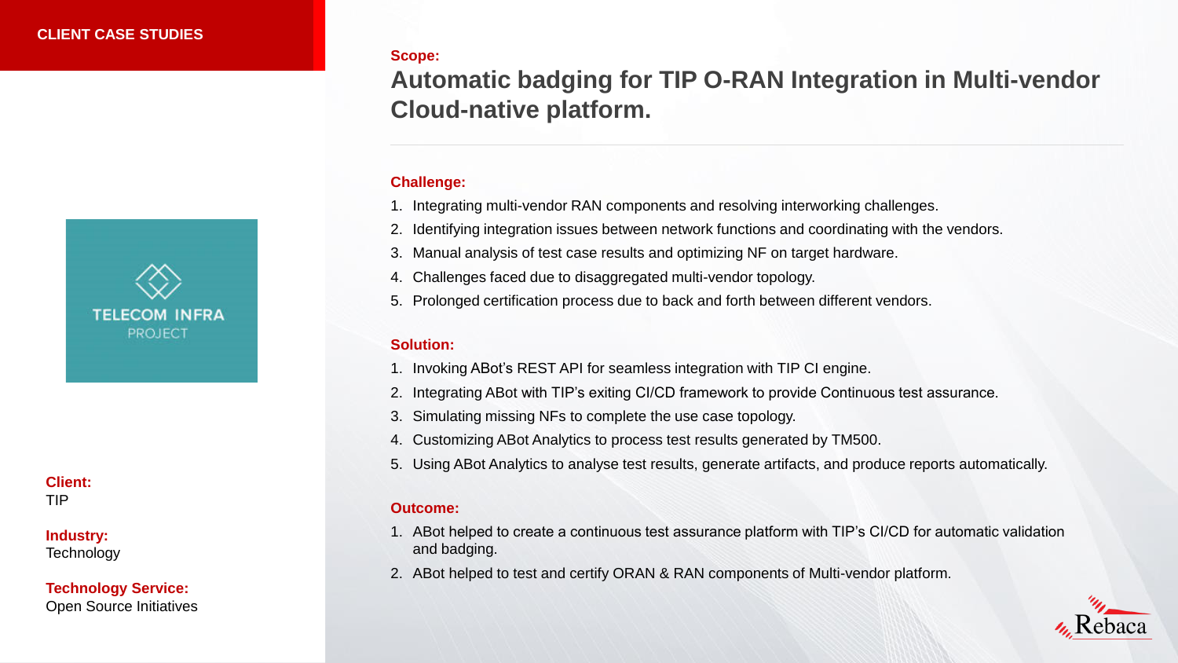**CLIENT CASE STUDIES**

TELECOM INFRA PROJECT

**Client:**
TIP

**Industry:**
Technology

**Technology Service:**
Open Source Initiatives

**Scope:**

## Automatic badging for TIP O-RAN Integration in Multi-vendor Cloud-native platform.

**Challenge:**

1. Integrating multi-vendor RAN components and resolving interworking challenges.
2. Identifying integration issues between network functions and coordinating with the vendors.
3. Manual analysis of test case results and optimizing NF on target hardware.
4. Challenges faced due to disaggregated multi-vendor topology.
5. Prolonged certification process due to back and forth between different vendors.

**Solution:**

1. Invoking ABot's REST API for seamless integration with TIP CI engine.
2. Integrating ABot with TIP's exiting CI/CD framework to provide Continuous test assurance.
3. Simulating missing NFs to complete the use case topology.
4. Customizing ABot Analytics to process test results generated by TM500.
5. Using ABot Analytics to analyse test results, generate artifacts, and produce reports automatically.

**Outcome:**

1. ABot helped to create a continuous test assurance platform with TIP's CI/CD for automatic validation and badging.
2. ABot helped to test and certify ORAN & RAN components of Multi-vendor platform.

Rebaca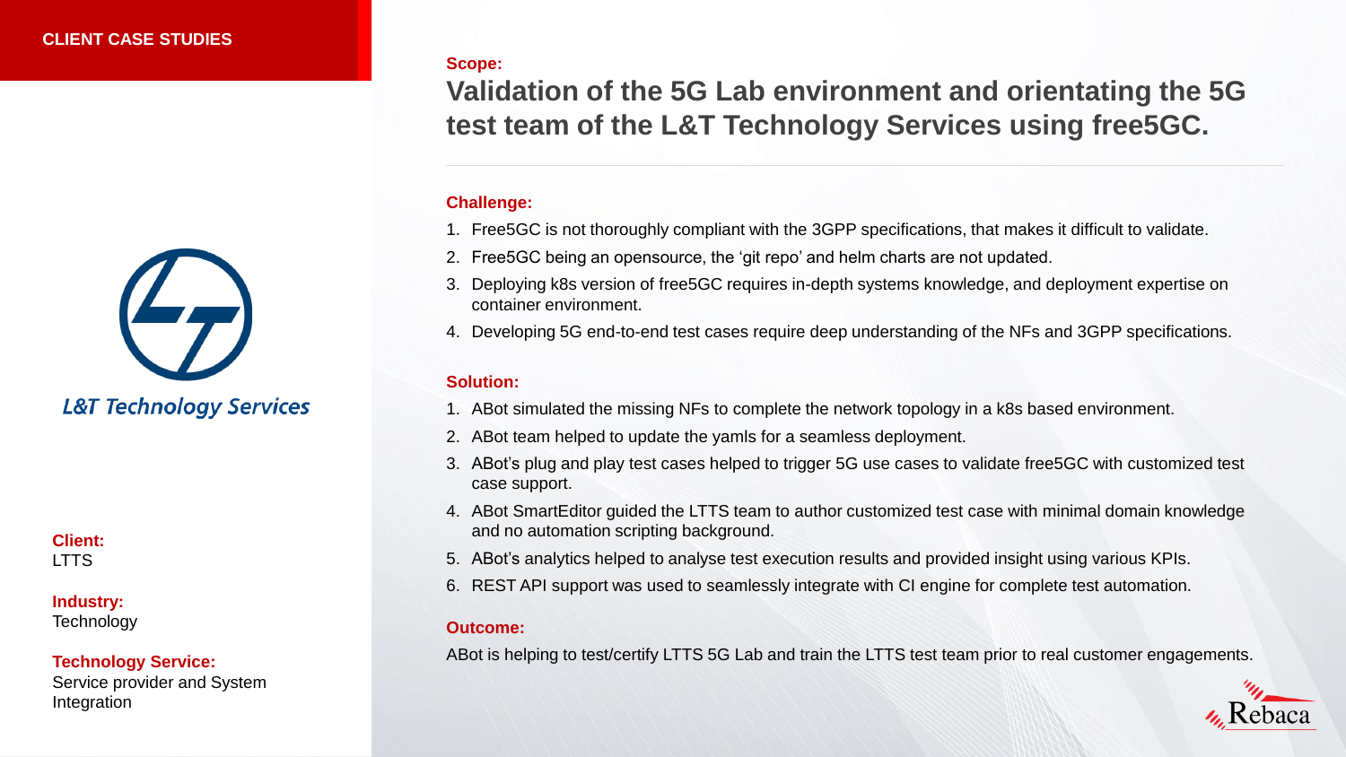## CLIENT CASE STUDIES

L&T Technology Services

**Client:**
LTTS

**Industry:**
Technology

**Technology Service:**
Service provider and System Integration

**Scope:**

# Validation of the 5G Lab environment and orientating the 5G test team of the L&T Technology Services using free5GC.

**Challenge:**

1. Free5GC is not thoroughly compliant with the 3GPP specifications, that makes it difficult to validate.
2. Free5GC being an opensource, the 'git repo' and helm charts are not updated.
3. Deploying k8s version of free5GC requires in-depth systems knowledge, and deployment expertise on container environment.
4. Developing 5G end-to-end test cases require deep understanding of the NFs and 3GPP specifications.

**Solution:**

1. ABot simulated the missing NFs to complete the network topology in a k8s based environment.
2. ABot team helped to update the yamls for a seamless deployment.
3. ABot's plug and play test cases helped to trigger 5G use cases to validate free5GC with customized test case support.
4. ABot SmartEditor guided the LTTS team to author customized test case with minimal domain knowledge and no automation scripting background.
5. ABot's analytics helped to analyse test execution results and provided insight using various KPIs.
6. REST API support was used to seamlessly integrate with CI engine for complete test automation.

**Outcome:**

ABot is helping to test/certify LTTS 5G Lab and train the LTTS test team prior to real customer engagements.

Rebaca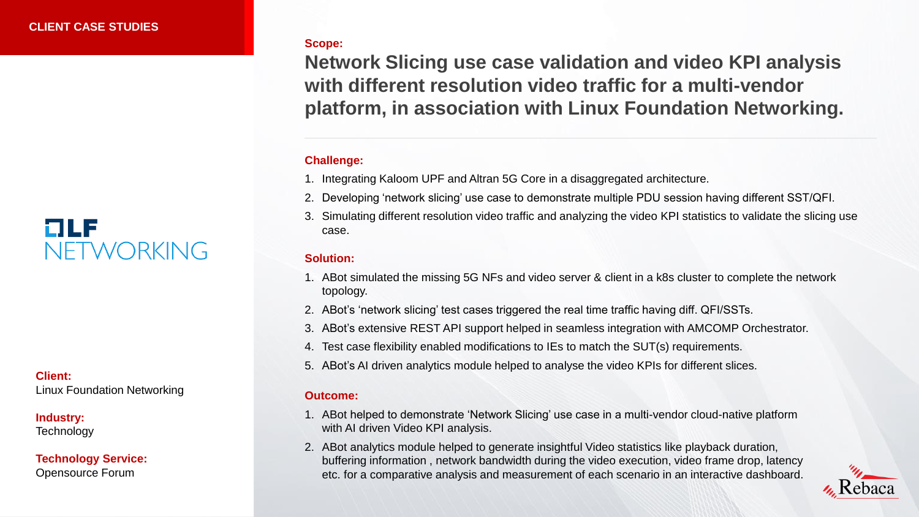**CLIENT CASE STUDIES**

LF NETWORKING

**Client:**
Linux Foundation Networking

**Industry:**
Technology

**Technology Service:**
Opensource Forum

**Scope:**

## Network Slicing use case validation and video KPI analysis with different resolution video traffic for a multi-vendor platform, in association with Linux Foundation Networking.

**Challenge:**

1. Integrating Kaloom UPF and Altran 5G Core in a disaggregated architecture.
2. Developing 'network slicing' use case to demonstrate multiple PDU session having different SST/QFI.
3. Simulating different resolution video traffic and analyzing the video KPI statistics to validate the slicing use case.

**Solution:**

1. ABot simulated the missing 5G NFs and video server & client in a k8s cluster to complete the network topology.
2. ABot's 'network slicing' test cases triggered the real time traffic having diff. QFI/SSTs.
3. ABot's extensive REST API support helped in seamless integration with AMCOMP Orchestrator.
4. Test case flexibility enabled modifications to IEs to match the SUT(s) requirements.
5. ABot's AI driven analytics module helped to analyse the video KPIs for different slices.

**Outcome:**

1. ABot helped to demonstrate 'Network Slicing' use case in a multi-vendor cloud-native platform with AI driven Video KPI analysis.
2. ABot analytics module helped to generate insightful Video statistics like playback duration, buffering information , network bandwidth during the video execution, video frame drop, latency etc. for a comparative analysis and measurement of each scenario in an interactive dashboard.

Rebaca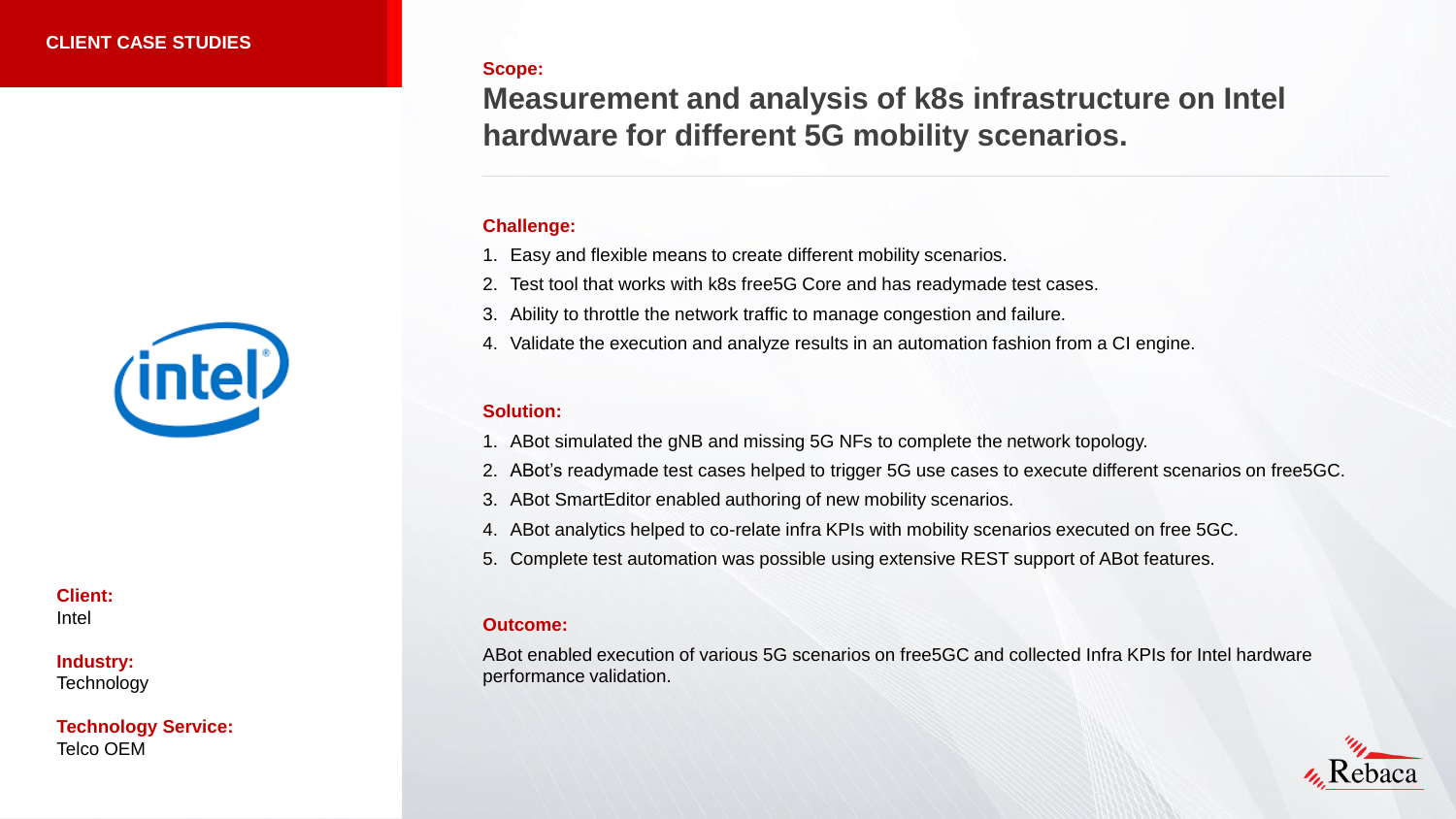**CLIENT CASE STUDIES**

**Client:**
Intel

**Industry:**
Technology

**Technology Service:**
Telco OEM

**Scope:**

## Measurement and analysis of k8s infrastructure on Intel hardware for different 5G mobility scenarios.

**Challenge:**

1. Easy and flexible means to create different mobility scenarios.
2. Test tool that works with k8s free5G Core and has readymade test cases.
3. Ability to throttle the network traffic to manage congestion and failure.
4. Validate the execution and analyze results in an automation fashion from a CI engine.

**Solution:**

1. ABot simulated the gNB and missing 5G NFs to complete the network topology.
2. ABot's readymade test cases helped to trigger 5G use cases to execute different scenarios on free5GC.
3. ABot SmartEditor enabled authoring of new mobility scenarios.
4. ABot analytics helped to co-relate infra KPIs with mobility scenarios executed on free 5GC.
5. Complete test automation was possible using extensive REST support of ABot features.

**Outcome:**

ABot enabled execution of various 5G scenarios on free5GC and collected Infra KPIs for Intel hardware performance validation.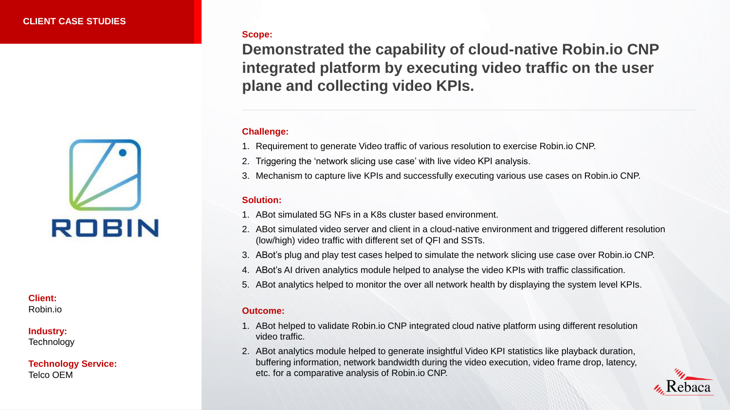**CLIENT CASE STUDIES**

ROBIN

**Client:**
Robin.io

**Industry:**
Technology

**Technology Service:**
Telco OEM

**Scope:**

## Demonstrated the capability of cloud-native Robin.io CNP integrated platform by executing video traffic on the user plane and collecting video KPIs.

**Challenge:**

1. Requirement to generate Video traffic of various resolution to exercise Robin.io CNP.
2. Triggering the 'network slicing use case' with live video KPI analysis.
3. Mechanism to capture live KPIs and successfully executing various use cases on Robin.io CNP.

**Solution:**

1. ABot simulated 5G NFs in a K8s cluster based environment.
2. ABot simulated video server and client in a cloud-native environment and triggered different resolution (low/high) video traffic with different set of QFI and SSTs.
3. ABot's plug and play test cases helped to simulate the network slicing use case over Robin.io CNP.
4. ABot's AI driven analytics module helped to analyse the video KPIs with traffic classification.
5. ABot analytics helped to monitor the over all network health by displaying the system level KPIs.

**Outcome:**

1. ABot helped to validate Robin.io CNP integrated cloud native platform using different resolution video traffic.
2. ABot analytics module helped to generate insightful Video KPI statistics like playback duration, buffering information, network bandwidth during the video execution, video frame drop, latency, etc. for a comparative analysis of Robin.io CNP.

Rebaca